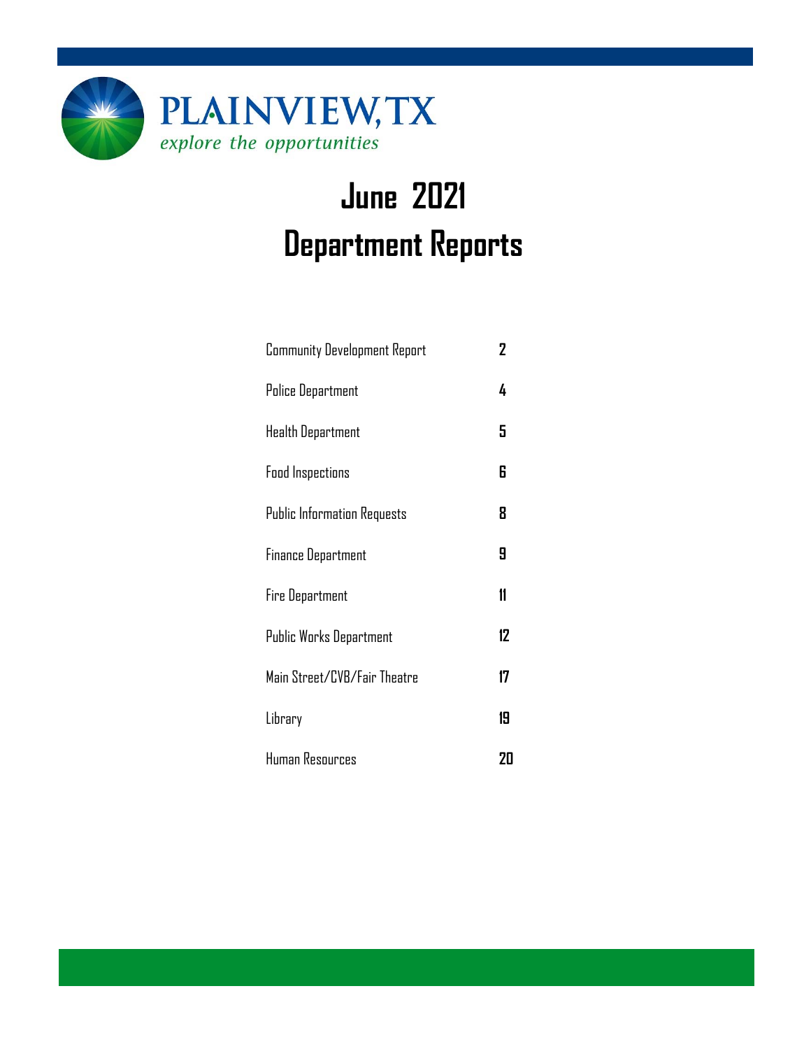PLAINVIEW, TX

*explore the opportunities*

# June 2021
# Department Reports

| | |
|---|---|
| Community Development Report | 2 |
| Police Department | 4 |
| Health Department | 5 |
| Food Inspections | 6 |
| Public Information Requests | 8 |
| Finance Department | 9 |
| Fire Department | 11 |
| Public Works Department | 12 |
| Main Street/CVB/Fair Theatre | 17 |
| Library | 19 |
| Human Resources | 20 |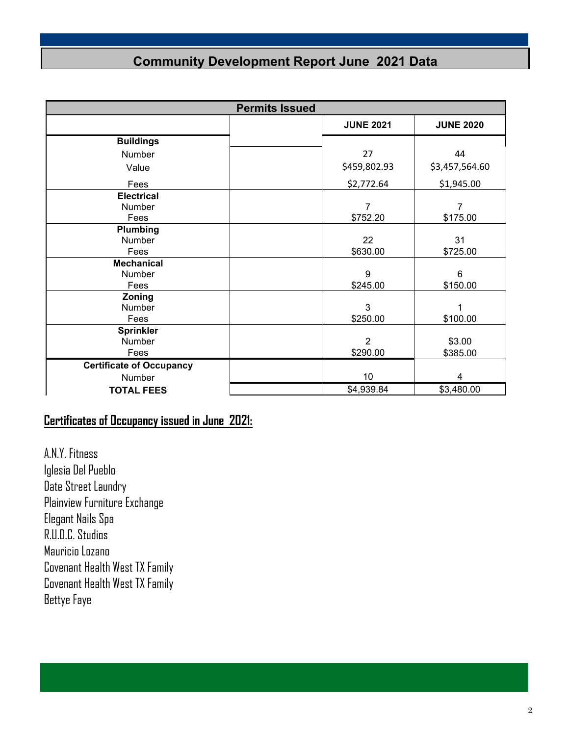# Community Development Report June 2021 Data

| Permits Issued | | JUNE 2021 | JUNE 2020 |
|---|---|---|---|
| **Buildings** | | | |
| Number | | 27 | 44 |
| Value | | $459,802.93 | $3,457,564.60 |
| Fees | | $2,772.64 | $1,945.00 |
| **Electrical** | | | |
| Number | | 7 | 7 |
| Fees | | $752.20 | $175.00 |
| **Plumbing** | | | |
| Number | | 22 | 31 |
| Fees | | $630.00 | $725.00 |
| **Mechanical** | | | |
| Number | | 9 | 6 |
| Fees | | $245.00 | $150.00 |
| **Zoning** | | | |
| Number | | 3 | 1 |
| Fees | | $250.00 | $100.00 |
| **Sprinkler** | | | |
| Number | | 2 | $3.00 |
| Fees | | $290.00 | $385.00 |
| **Certificate of Occupancy** | | | |
| Number | | 10 | 4 |
| **TOTAL FEES** | | $4,939.84 | $3,480.00 |

## Certificates of Occupancy issued in June 2021:

A.N.Y. Fitness  
Iglesia Del Pueblo  
Date Street Laundry  
Plainview Furniture Exchange  
Elegant Nails Spa  
R.U.D.C. Studios  
Mauricio Lozano  
Covenant Health West TX Family  
Covenant Health West TX Family  
Bettye Faye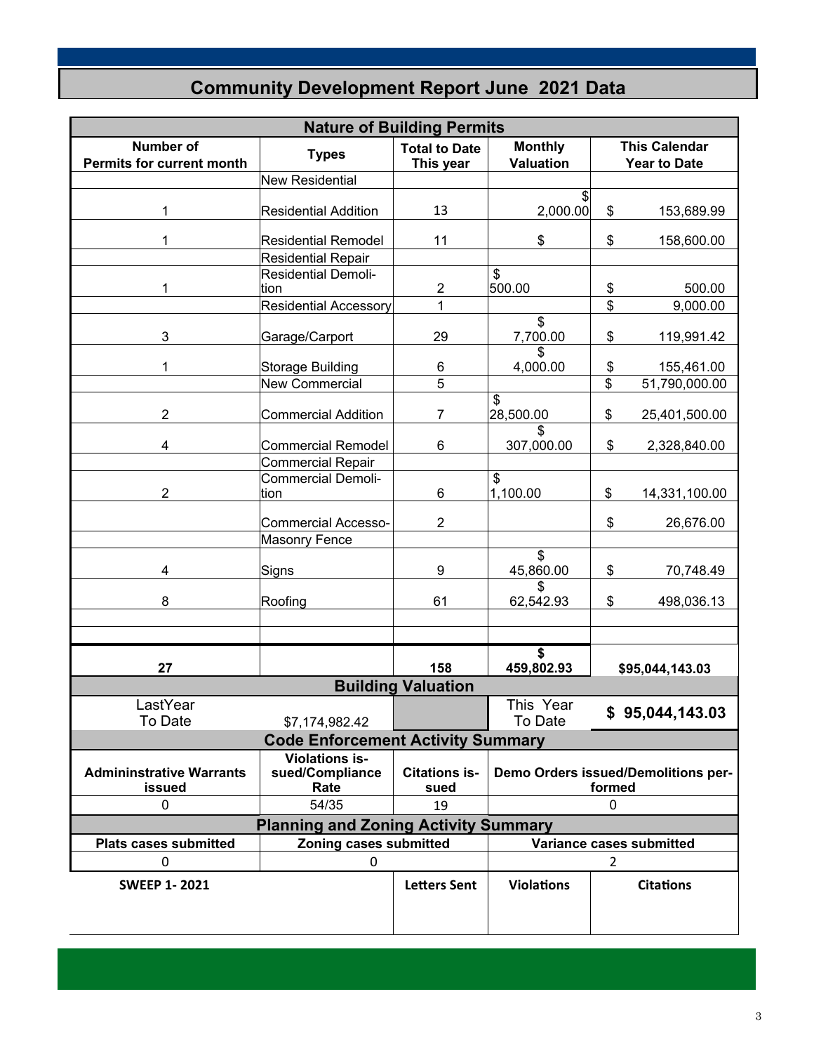# Community Development Report June 2021 Data

| Nature of Building Permits | | | | |
|---|---|---|---|---|
| **Number of Permits for current month** | **Types** | **Total to Date This year** | **Monthly Valuation** | **This Calendar Year to Date** |
| | New Residential | | | |
| 1 | Residential Addition | 13 | $ 2,000.00 | $ 153,689.99 |
| 1 | Residential Remodel | 11 | $ | $ 158,600.00 |
| | Residential Repair | | | |
| 1 | Residential Demolition | 2 | $ 500.00 | $ 500.00 |
| | Residential Accessory | 1 | | $ 9,000.00 |
| 3 | Garage/Carport | 29 | $ 7,700.00 | $ 119,991.42 |
| 1 | Storage Building | 6 | $ 4,000.00 | $ 155,461.00 |
| | New Commercial | 5 | | $ 51,790,000.00 |
| 2 | Commercial Addition | 7 | $ 28,500.00 | $ 25,401,500.00 |
| 4 | Commercial Remodel | 6 | $ 307,000.00 | $ 2,328,840.00 |
| | Commercial Repair | | | |
| 2 | Commercial Demolition | 6 | $ 1,100.00 | $ 14,331,100.00 |
| | Commercial Accesso- | 2 | | $ 26,676.00 |
| | Masonry Fence | | | |
| 4 | Signs | 9 | $ 45,860.00 | $ 70,748.49 |
| 8 | Roofing | 61 | $ 62,542.93 | $ 498,036.13 |
| | | | | |
| | | | | |
| **27** | | **158** | **$ 459,802.93** | **$95,044,143.03** |

| Building Valuation | | | | |
|---|---|---|---|---|
| LastYear To Date | $7,174,982.42 | | This Year To Date | **$ 95,044,143.03** |

| Code Enforcement Activity Summary | | | |
|---|---|---|---|
| **Admininstrative Warrants issued** | **Violations issued/Compliance Rate** | **Citations issued** | **Demo Orders issued/Demolitions performed** |
| 0 | 54/35 | 19 | 0 |

| Planning and Zoning Activity Summary | | |
|---|---|---|
| **Plats cases submitted** | **Zoning cases submitted** | **Variance cases submitted** |
| 0 | 0 | 2 |

| **SWEEP 1- 2021** | **Letters Sent** | **Violations** | **Citations** |
|---|---|---|---|
| | | | |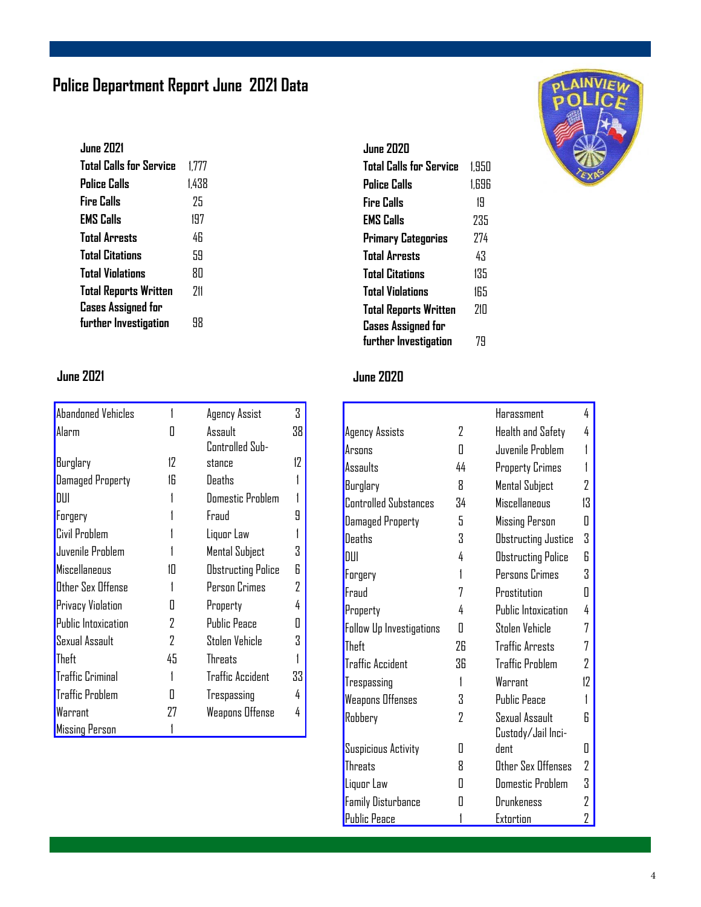# Police Department Report June 2021 Data

| June 2021 | |
|---|---|
| Total Calls for Service | 1,777 |
| Police Calls | 1,438 |
| Fire Calls | 25 |
| EMS Calls | 197 |
| Total Arrests | 46 |
| Total Citations | 59 |
| Total Violations | 80 |
| Total Reports Written | 211 |
| Cases Assigned for further Investigation | 98 |

| June 2020 | |
|---|---|
| Total Calls for Service | 1,950 |
| Police Calls | 1,696 |
| Fire Calls | 19 |
| EMS Calls | 235 |
| Primary Categories | 274 |
| Total Arrests | 43 |
| Total Citations | 135 |
| Total Violations | 165 |
| Total Reports Written | 210 |
| Cases Assigned for further Investigation | 79 |

## June 2021

| | | | |
|---|---|---|---|
| Abandoned Vehicles | 1 | Agency Assist | 3 |
| Alarm | 0 | Assault | 38 |
| Burglary | 12 | Controlled Substance | 12 |
| Damaged Property | 16 | Deaths | 1 |
| DUI | 1 | Domestic Problem | 1 |
| Forgery | 1 | Fraud | 9 |
| Civil Problem | 1 | Liquor Law | 1 |
| Juvenile Problem | 1 | Mental Subject | 3 |
| Miscellaneous | 10 | Obstructing Police | 6 |
| Other Sex Offense | 1 | Person Crimes | 2 |
| Privacy Violation | 0 | Property | 4 |
| Public Intoxication | 2 | Public Peace | 0 |
| Sexual Assault | 2 | Stolen Vehicle | 3 |
| Theft | 45 | Threats | 1 |
| Traffic Criminal | 1 | Traffic Accident | 33 |
| Traffic Problem | 0 | Trespassing | 4 |
| Warrant | 27 | Weapons Offense | 4 |
| Missing Person | 1 | | |

## June 2020

| | | | |
|---|---|---|---|
| | | Harassment | 4 |
| Agency Assists | 2 | Health and Safety | 4 |
| Arsons | 0 | Juvenile Problem | 1 |
| Assaults | 44 | Property Crimes | 1 |
| Burglary | 8 | Mental Subject | 2 |
| Controlled Substances | 34 | Miscellaneous | 13 |
| Damaged Property | 5 | Missing Person | 0 |
| Deaths | 3 | Obstructing Justice | 3 |
| DUI | 4 | Obstructing Police | 6 |
| Forgery | 1 | Persons Crimes | 3 |
| Fraud | 7 | Prostitution | 0 |
| Property | 4 | Public Intoxication | 4 |
| Follow Up Investigations | 0 | Stolen Vehicle | 7 |
| Theft | 26 | Traffic Arrests | 7 |
| Traffic Accident | 36 | Traffic Problem | 2 |
| Trespassing | 1 | Warrant | 12 |
| Weapons Offenses | 3 | Public Peace | 1 |
| Robbery | 2 | Sexual Assault | 6 |
| Suspicious Activity | 0 | Custody/Jail Incident | 0 |
| Threats | 8 | Other Sex Offenses | 2 |
| Liquor Law | 0 | Domestic Problem | 3 |
| Family Disturbance | 0 | Drunkeness | 2 |
| Public Peace | 1 | Extortion | 2 |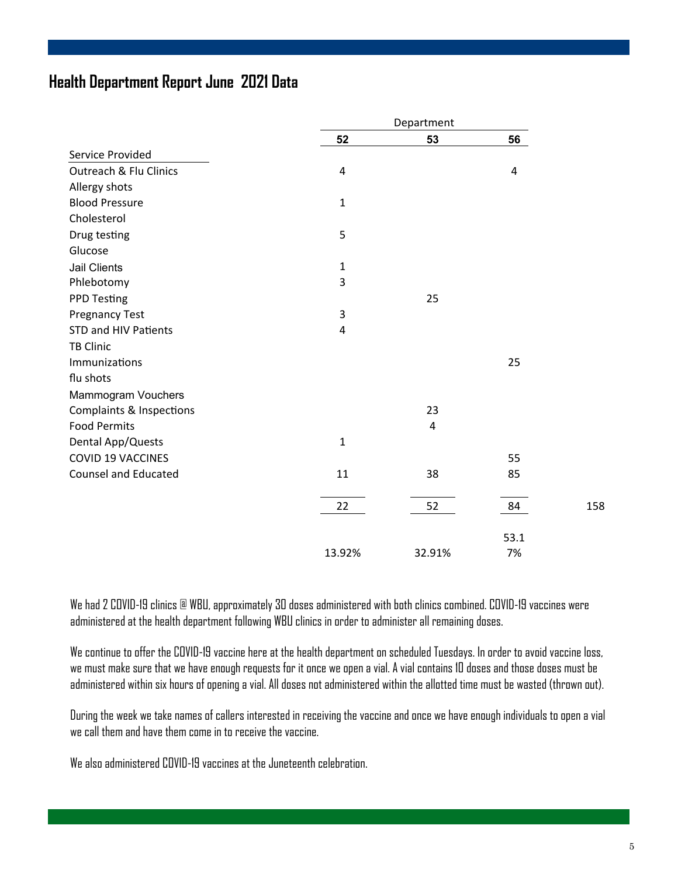## Health Department Report June 2021 Data

| | Department | | | |
|---|---|---|---|---|
| Service Provided | 52 | 53 | 56 | |
| Outreach & Flu Clinics | 4 | | 4 | |
| Allergy shots | | | | |
| Blood Pressure | 1 | | | |
| Cholesterol | | | | |
| Drug testing | 5 | | | |
| Glucose | | | | |
| Jail Clients | 1 | | | |
| Phlebotomy | 3 | | | |
| PPD Testing | | 25 | | |
| Pregnancy Test | 3 | | | |
| STD and HIV Patients | 4 | | | |
| TB Clinic | | | | |
| Immunizations | | | 25 | |
| flu shots | | | | |
| Mammogram Vouchers | | | | |
| Complaints & Inspections | | 23 | | |
| Food Permits | | 4 | | |
| Dental App/Quests | 1 | | | |
| COVID 19 VACCINES | | | 55 | |
| Counsel and Educated | 11 | 38 | 85 | |
| | 22 | 52 | 84 | 158 |
| | 13.92% | 32.91% | 53.17% | |

We had 2 COVID-19 clinics @ WBU, approximately 30 doses administered with both clinics combined. COVID-19 vaccines were administered at the health department following WBU clinics in order to administer all remaining doses.

We continue to offer the COVID-19 vaccine here at the health department on scheduled Tuesdays. In order to avoid vaccine loss, we must make sure that we have enough requests for it once we open a vial. A vial contains 10 doses and those doses must be administered within six hours of opening a vial. All doses not administered within the allotted time must be wasted (thrown out).

During the week we take names of callers interested in receiving the vaccine and once we have enough individuals to open a vial we call them and have them come in to receive the vaccine.

We also administered COVID-19 vaccines at the Juneteenth celebration.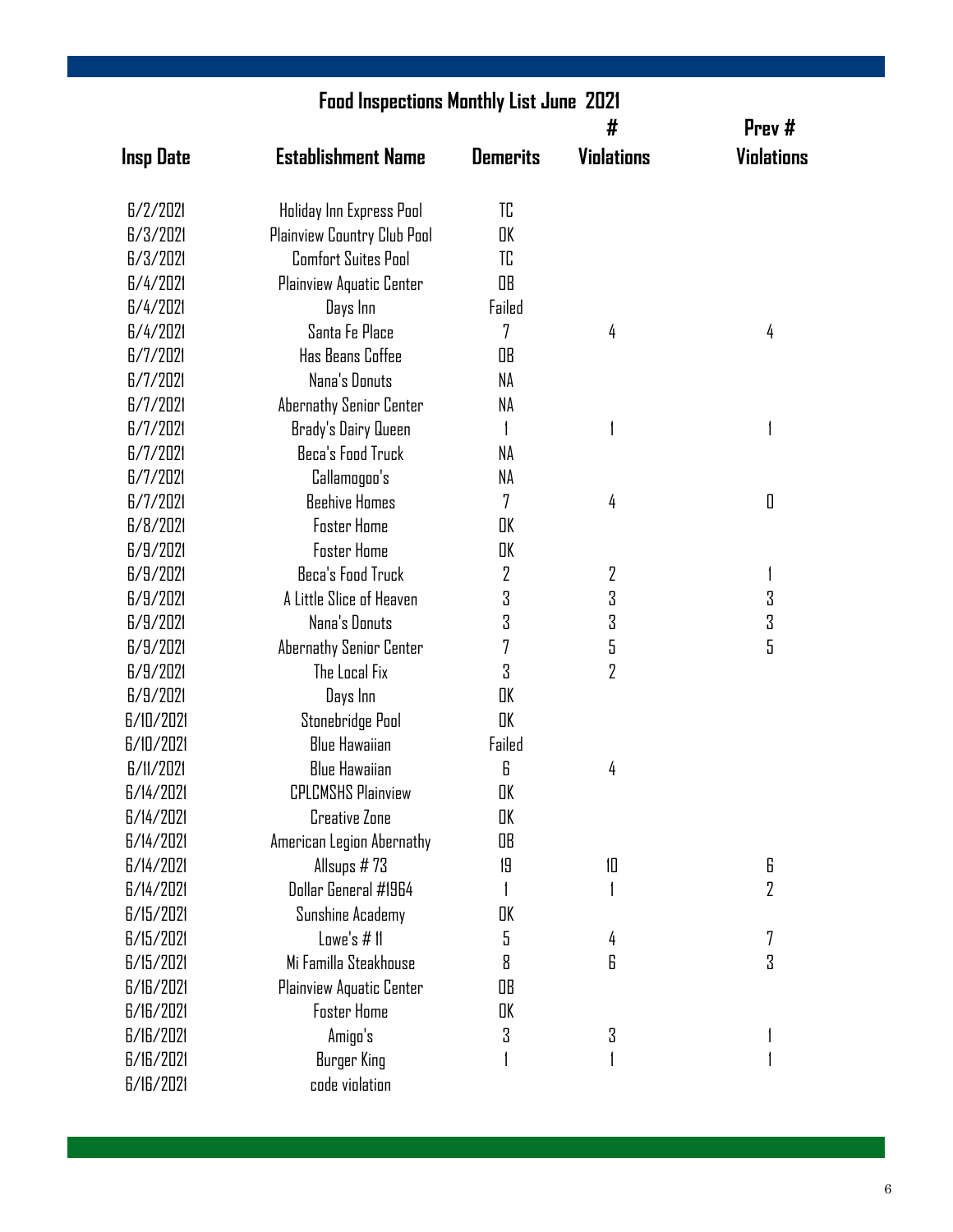# Food Inspections Monthly List June 2021

| Insp Date | Establishment Name | Demerits | # Violations | Prev # Violations |
|---|---|---|---|---|
| 6/2/2021 | Holiday Inn Express Pool | TC | | |
| 6/3/2021 | Plainview Country Club Pool | OK | | |
| 6/3/2021 | Comfort Suites Pool | TC | | |
| 6/4/2021 | Plainview Aquatic Center | OB | | |
| 6/4/2021 | Days Inn | Failed | | |
| 6/4/2021 | Santa Fe Place | 7 | 4 | 4 |
| 6/7/2021 | Has Beans Coffee | OB | | |
| 6/7/2021 | Nana's Donuts | NA | | |
| 6/7/2021 | Abernathy Senior Center | NA | | |
| 6/7/2021 | Brady's Dairy Queen | 1 | 1 | 1 |
| 6/7/2021 | Beca's Food Truck | NA | | |
| 6/7/2021 | Callamogoo's | NA | | |
| 6/7/2021 | Beehive Homes | 7 | 4 | 0 |
| 6/8/2021 | Foster Home | OK | | |
| 6/9/2021 | Foster Home | OK | | |
| 6/9/2021 | Beca's Food Truck | 2 | 2 | 1 |
| 6/9/2021 | A Little Slice of Heaven | 3 | 3 | 3 |
| 6/9/2021 | Nana's Donuts | 3 | 3 | 3 |
| 6/9/2021 | Abernathy Senior Center | 7 | 5 | 5 |
| 6/9/2021 | The Local Fix | 3 | 2 | |
| 6/9/2021 | Days Inn | OK | | |
| 6/10/2021 | Stonebridge Pool | OK | | |
| 6/10/2021 | Blue Hawaiian | Failed | | |
| 6/11/2021 | Blue Hawaiian | 6 | 4 | |
| 6/14/2021 | CPLCMSHS Plainview | OK | | |
| 6/14/2021 | Creative Zone | OK | | |
| 6/14/2021 | American Legion Abernathy | OB | | |
| 6/14/2021 | Allsups # 73 | 19 | 10 | 6 |
| 6/14/2021 | Dollar General #1964 | 1 | 1 | 2 |
| 6/15/2021 | Sunshine Academy | OK | | |
| 6/15/2021 | Lowe's # 11 | 5 | 4 | 7 |
| 6/15/2021 | Mi Familla Steakhouse | 8 | 6 | 3 |
| 6/16/2021 | Plainview Aquatic Center | OB | | |
| 6/16/2021 | Foster Home | OK | | |
| 6/16/2021 | Amigo's | 3 | 3 | 1 |
| 6/16/2021 | Burger King | 1 | 1 | 1 |
| 6/16/2021 | code violation | | | |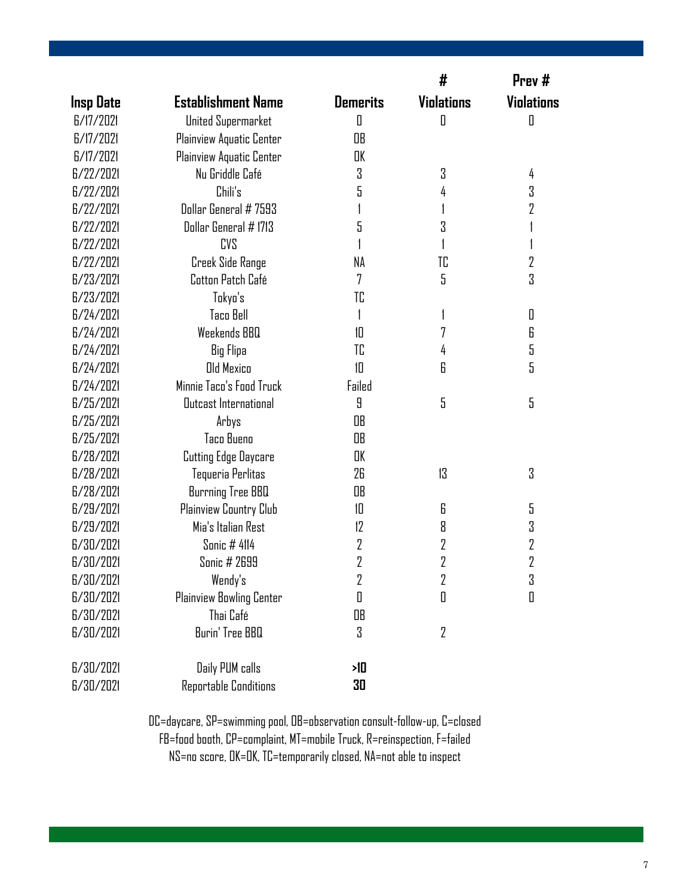| Insp Date | Establishment Name | Demerits | # Violations | Prev # Violations |
|---|---|---|---|---|
| 6/17/2021 | United Supermarket | 0 | 0 | 0 |
| 6/17/2021 | Plainview Aquatic Center | OB | | |
| 6/17/2021 | Plainview Aquatic Center | OK | | |
| 6/22/2021 | Nu Griddle Café | 3 | 3 | 4 |
| 6/22/2021 | Chili's | 5 | 4 | 3 |
| 6/22/2021 | Dollar General # 7593 | 1 | 1 | 2 |
| 6/22/2021 | Dollar General # 1713 | 5 | 3 | 1 |
| 6/22/2021 | CVS | 1 | 1 | 1 |
| 6/22/2021 | Creek Side Range | NA | TC | 2 |
| 6/23/2021 | Cotton Patch Café | 7 | 5 | 3 |
| 6/23/2021 | Tokyo's | TC | | |
| 6/24/2021 | Taco Bell | 1 | 1 | 0 |
| 6/24/2021 | Weekends BBQ | 10 | 7 | 6 |
| 6/24/2021 | Big Flipa | TC | 4 | 5 |
| 6/24/2021 | Old Mexico | 10 | 6 | 5 |
| 6/24/2021 | Minnie Taco's Food Truck | Failed | | |
| 6/25/2021 | Outcast International | 9 | 5 | 5 |
| 6/25/2021 | Arbys | OB | | |
| 6/25/2021 | Taco Bueno | OB | | |
| 6/28/2021 | Cutting Edge Daycare | OK | | |
| 6/28/2021 | Tequeria Perlitas | 26 | 13 | 3 |
| 6/28/2021 | Burrning Tree BBQ | OB | | |
| 6/29/2021 | Plainview Country Club | 10 | 6 | 5 |
| 6/29/2021 | Mia's Italian Rest | 12 | 8 | 3 |
| 6/30/2021 | Sonic # 4114 | 2 | 2 | 2 |
| 6/30/2021 | Sonic # 2699 | 2 | 2 | 2 |
| 6/30/2021 | Wendy's | 2 | 2 | 3 |
| 6/30/2021 | Plainview Bowling Center | 0 | 0 | 0 |
| 6/30/2021 | Thai Café | OB | | |
| 6/30/2021 | Burin' Tree BBQ | 3 | 2 | |
| | | | | |
| 6/30/2021 | Daily PUM calls | **>10** | | |
| 6/30/2021 | Reportable Conditions | **30** | | |

DC=daycare, SP=swimming pool, OB=observation consult-follow-up, C=closed
FB=food booth, CP=complaint, MT=mobile Truck, R=reinspection, F=failed
NS=no score, OK=OK, TC=temporarily closed, NA=not able to inspect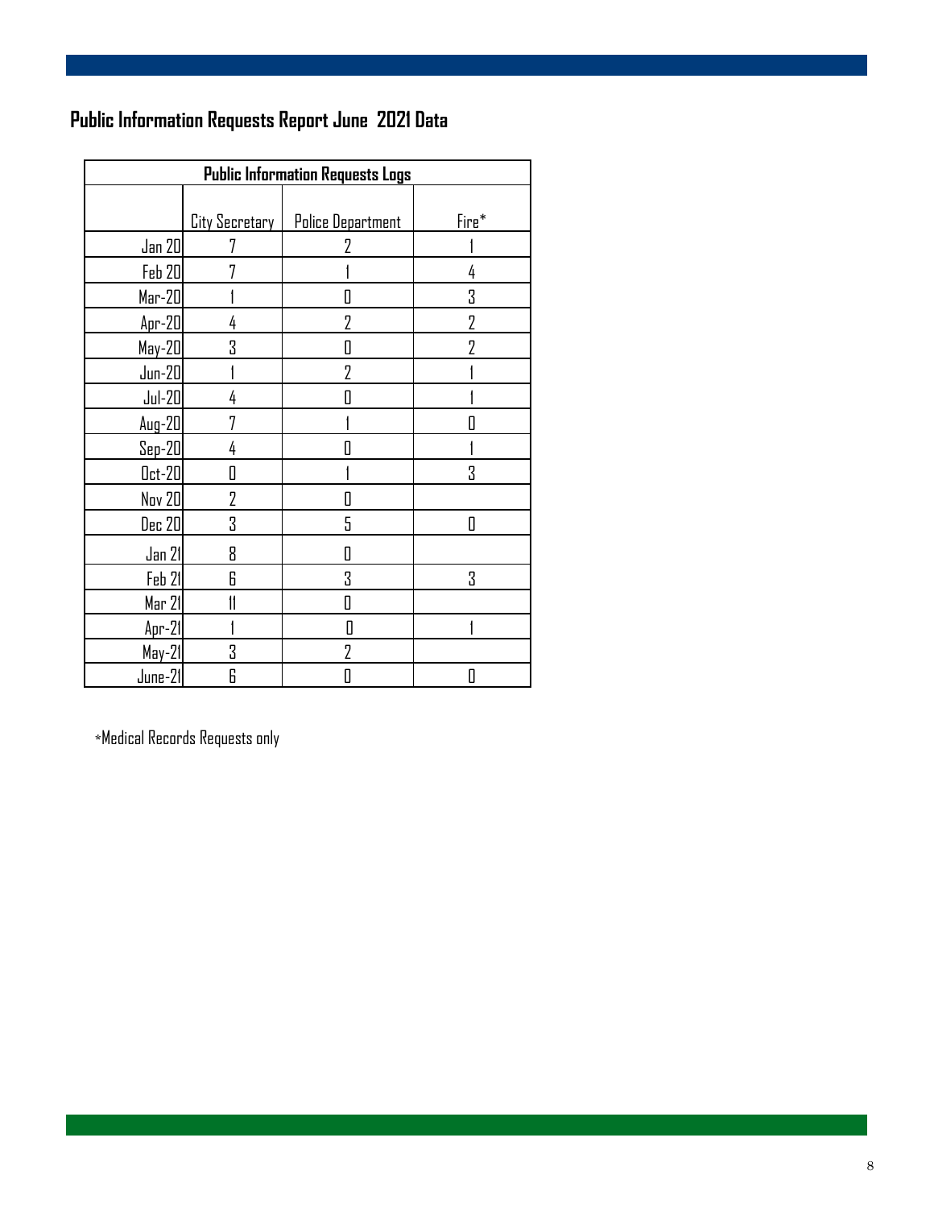# Public Information Requests Report June 2021 Data

| Public Information Requests Logs | | | |
|---|---|---|---|
| | City Secretary | Police Department | Fire* |
| Jan 20 | 7 | 2 | 1 |
| Feb 20 | 7 | 1 | 4 |
| Mar-20 | 1 | 0 | 3 |
| Apr-20 | 4 | 2 | 2 |
| May-20 | 3 | 0 | 2 |
| Jun-20 | 1 | 2 | 1 |
| Jul-20 | 4 | 0 | 1 |
| Aug-20 | 7 | 1 | 0 |
| Sep-20 | 4 | 0 | 1 |
| Oct-20 | 0 | 1 | 3 |
| Nov 20 | 2 | 0 | |
| Dec 20 | 3 | 5 | 0 |
| Jan 21 | 8 | 0 | |
| Feb 21 | 6 | 3 | 3 |
| Mar 21 | 11 | 0 | |
| Apr-21 | 1 | 0 | 1 |
| May-21 | 3 | 2 | |
| June-21 | 6 | 0 | 0 |

*Medical Records Requests only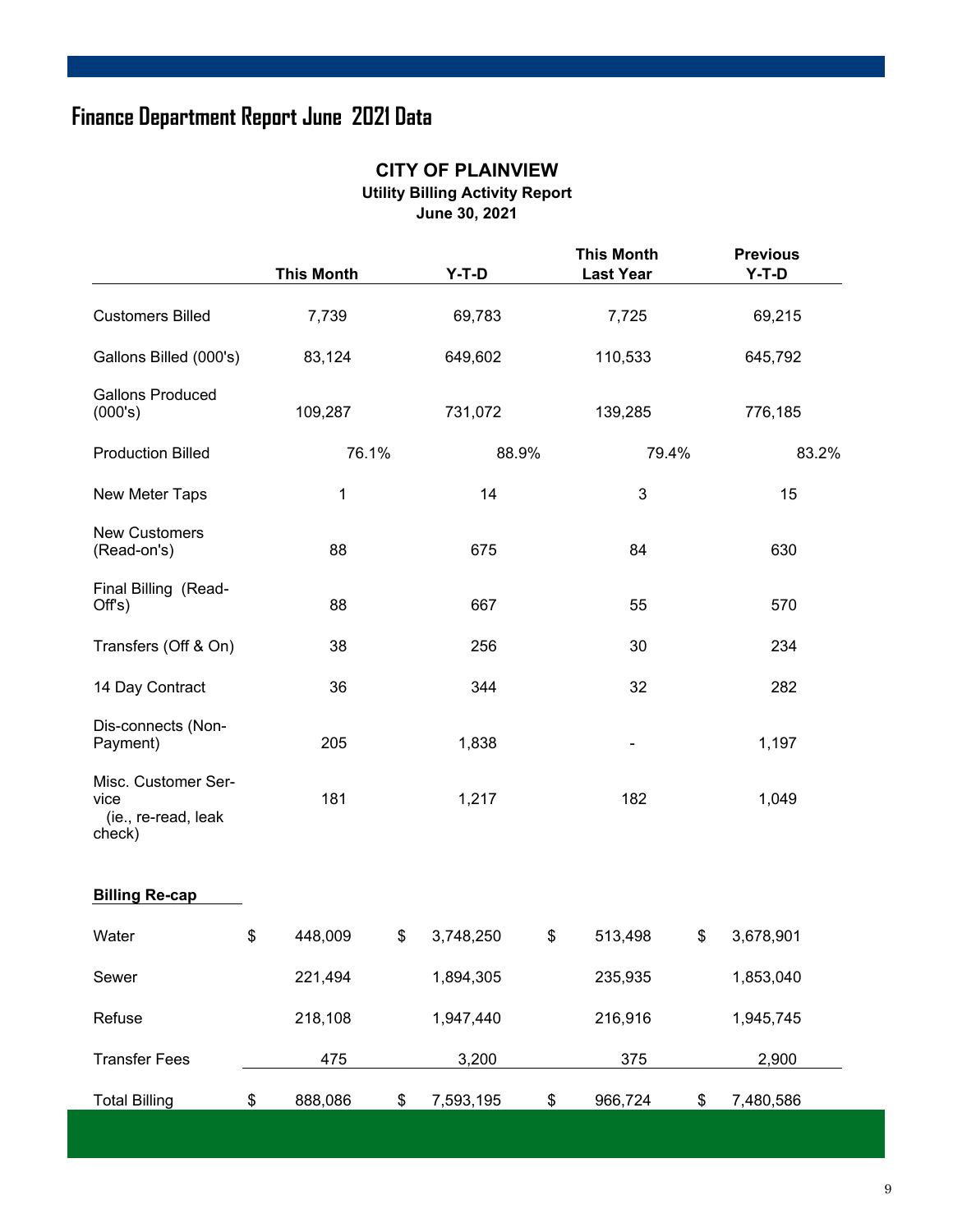# Finance Department Report June 2021 Data

## CITY OF PLAINVIEW

### Utility Billing Activity Report

### June 30, 2021

| | This Month | Y-T-D | This Month Last Year | Previous Y-T-D |
|---|---|---|---|---|
| Customers Billed | 7,739 | 69,783 | 7,725 | 69,215 |
| Gallons Billed (000's) | 83,124 | 649,602 | 110,533 | 645,792 |
| Gallons Produced (000's) | 109,287 | 731,072 | 139,285 | 776,185 |
| Production Billed | 76.1% | 88.9% | 79.4% | 83.2% |
| New Meter Taps | 1 | 14 | 3 | 15 |
| New Customers (Read-on's) | 88 | 675 | 84 | 630 |
| Final Billing (Read-Off's) | 88 | 667 | 55 | 570 |
| Transfers (Off & On) | 38 | 256 | 30 | 234 |
| 14 Day Contract | 36 | 344 | 32 | 282 |
| Dis-connects (Non-Payment) | 205 | 1,838 | - | 1,197 |
| Misc. Customer Service (ie., re-read, leak check) | 181 | 1,217 | 182 | 1,049 |
| **Billing Re-cap** | | | | |
| Water | $ 448,009 | $ 3,748,250 | $ 513,498 | $ 3,678,901 |
| Sewer | 221,494 | 1,894,305 | 235,935 | 1,853,040 |
| Refuse | 218,108 | 1,947,440 | 216,916 | 1,945,745 |
| Transfer Fees | 475 | 3,200 | 375 | 2,900 |
| Total Billing | $ 888,086 | $ 7,593,195 | $ 966,724 | $ 7,480,586 |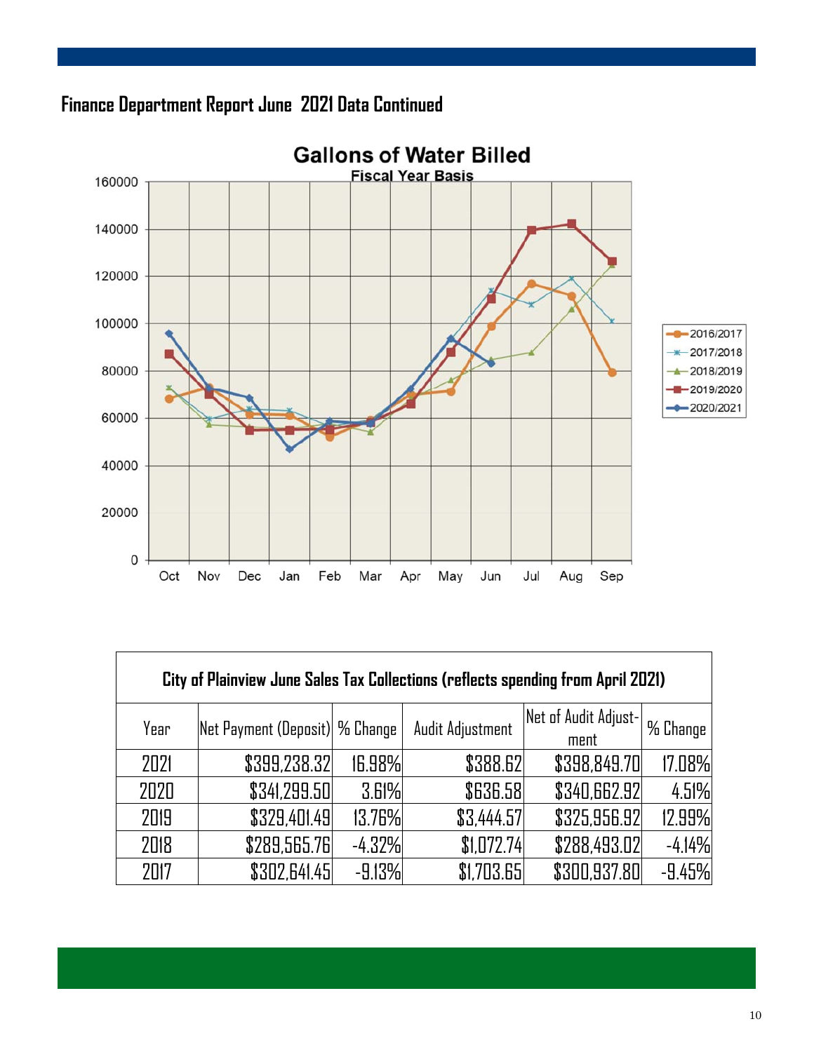## Finance Department Report June 2021 Data Continued

**Gallons of Water Billed**

Fiscal Year Basis

| City of Plainview June Sales Tax Collections (reflects spending from April 2021) | | | | | |
|---|---|---|---|---|---|
| Year | Net Payment (Deposit) | % Change | Audit Adjustment | Net of Audit Adjust-ment | % Change |
| 2021 | $399,238.32 | 16.98% | $388.62 | $398,849.70 | 17.08% |
| 2020 | $341,299.50 | 3.61% | $636.58 | $340,662.92 | 4.51% |
| 2019 | $329,401.49 | 13.76% | $3,444.57 | $325,956.92 | 12.99% |
| 2018 | $289,565.76 | -4.32% | $1,072.74 | $288,493.02 | -4.14% |
| 2017 | $302,641.45 | -9.13% | $1,703.65 | $300,937.80 | -9.45% |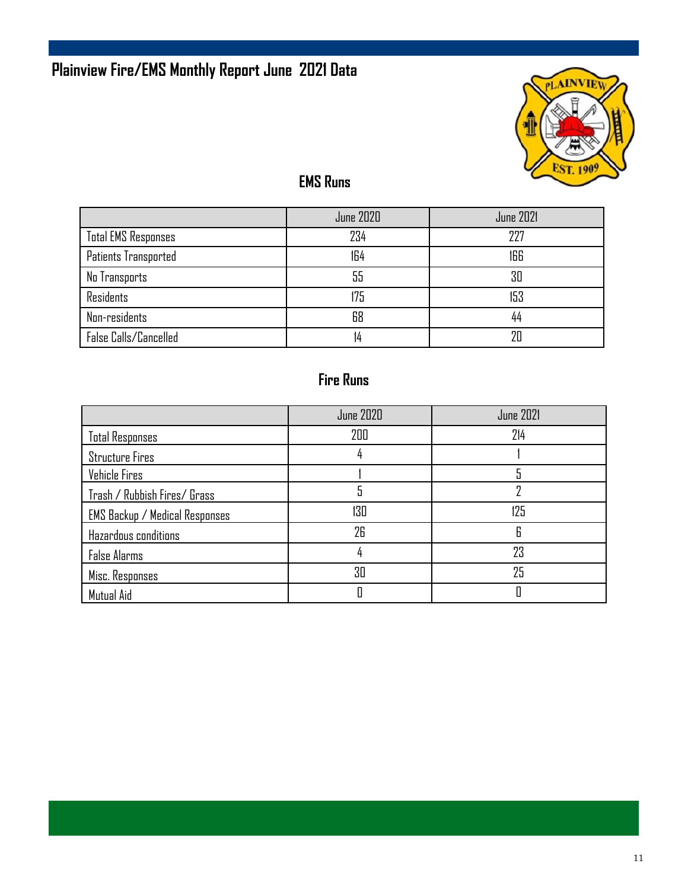# Plainview Fire/EMS Monthly Report June 2021 Data

## EMS Runs

| | June 2020 | June 2021 |
|---|---|---|
| Total EMS Responses | 234 | 227 |
| Patients Transported | 164 | 166 |
| No Transports | 55 | 30 |
| Residents | 175 | 153 |
| Non-residents | 68 | 44 |
| False Calls/Cancelled | 14 | 20 |

## Fire Runs

| | June 2020 | June 2021 |
|---|---|---|
| Total Responses | 200 | 214 |
| Structure Fires | 4 | 1 |
| Vehicle Fires | 1 | 5 |
| Trash / Rubbish Fires/ Grass | 5 | 2 |
| EMS Backup / Medical Responses | 130 | 125 |
| Hazardous conditions | 26 | 6 |
| False Alarms | 4 | 23 |
| Misc. Responses | 30 | 25 |
| Mutual Aid | 0 | 0 |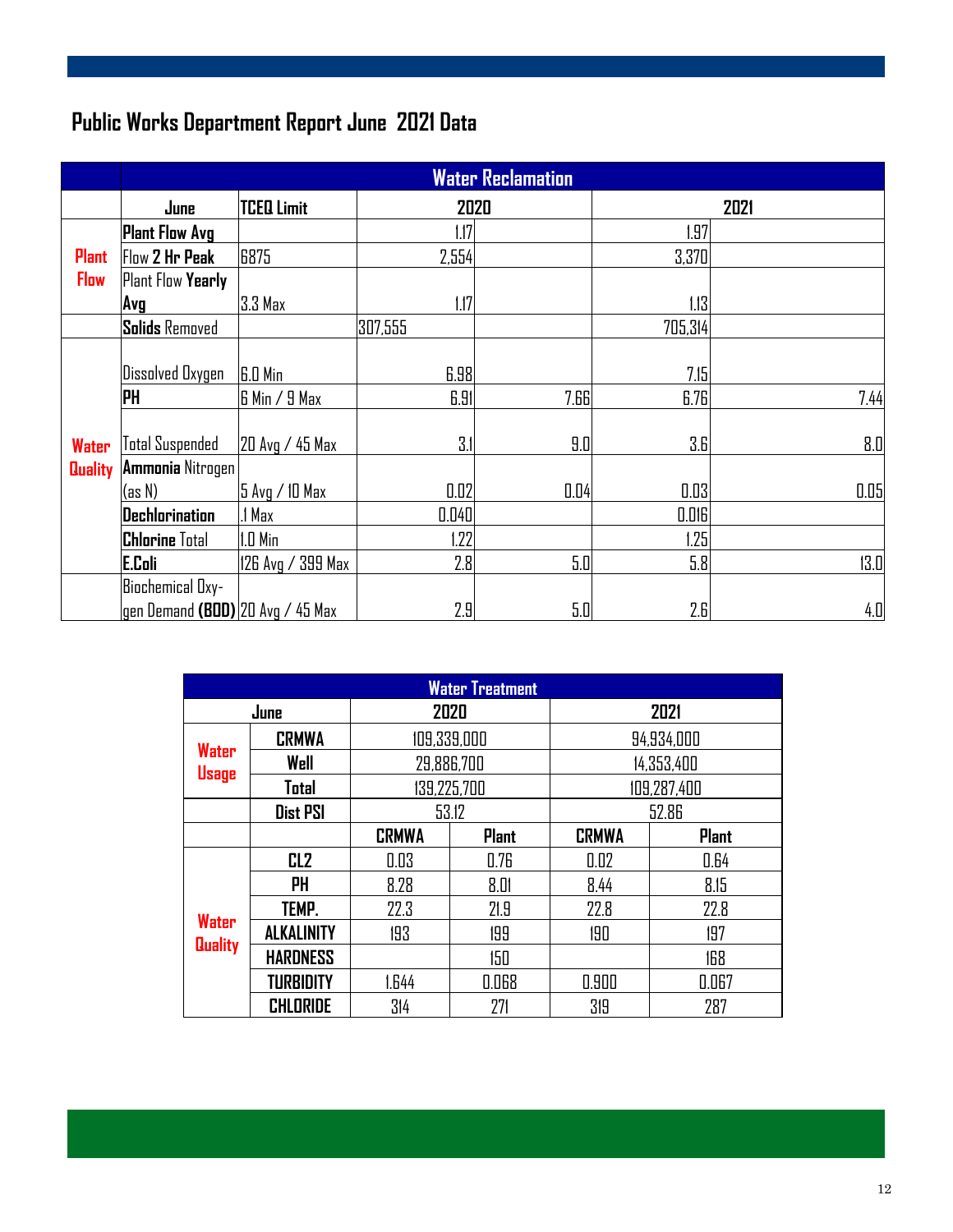# Public Works Department Report June 2021 Data

| | Water Reclamation | | | | | |
|---|---|---|---|---|---|---|
| | June | TCEQ Limit | 2020 | | 2021 | |
| Plant Flow | **Plant Flow Avg** | | 1.17 | | 1.97 | |
| | Flow **2 Hr Peak** | 6875 | 2,554 | | 3,370 | |
| | Plant Flow **Yearly Avg** | 3.3 Max | 1.17 | | 1.13 | |
| | **Solids** Removed | | 307,555 | | 705,314 | |
| Water Quality | Dissolved Oxygen | 6.0 Min | 6.98 | | 7.15 | |
| | **PH** | 6 Min / 9 Max | 6.91 | 7.66 | 6.76 | 7.44 |
| | Total Suspended | 20 Avg / 45 Max | 3.1 | 9.0 | 3.6 | 8.0 |
| | **Ammonia** Nitrogen (as N) | 5 Avg / 10 Max | 0.02 | 0.04 | 0.03 | 0.05 |
| | **Dechlorination** | .1 Max | 0.040 | | 0.016 | |
| | **Chlorine** Total | 1.0 Min | 1.22 | | 1.25 | |
| | **E.Coli** | 126 Avg / 399 Max | 2.8 | 5.0 | 5.8 | 13.0 |
| | Biochemical Oxygen Demand **(BOD)** | 20 Avg / 45 Max | 2.9 | 5.0 | 2.6 | 4.0 |

| Water Treatment | | | | | |
|---|---|---|---|---|---|
| June | | 2020 | | 2021 | |
| Water Usage | CRMWA | 109,339,000 | | 94,934,000 | |
| | Well | 29,886,700 | | 14,353,400 | |
| | Total | 139,225,700 | | 109,287,400 | |
| | Dist PSI | 53.12 | | 52.86 | |
| | | CRMWA | Plant | CRMWA | Plant |
| Water Quality | CL2 | 0.03 | 0.76 | 0.02 | 0.64 |
| | PH | 8.28 | 8.01 | 8.44 | 8.15 |
| | TEMP. | 22.3 | 21.9 | 22.8 | 22.8 |
| | ALKALINITY | 193 | 199 | 190 | 197 |
| | HARDNESS | | 150 | | 168 |
| | TURBIDITY | 1.644 | 0.068 | 0.900 | 0.067 |
| | CHLORIDE | 314 | 271 | 319 | 287 |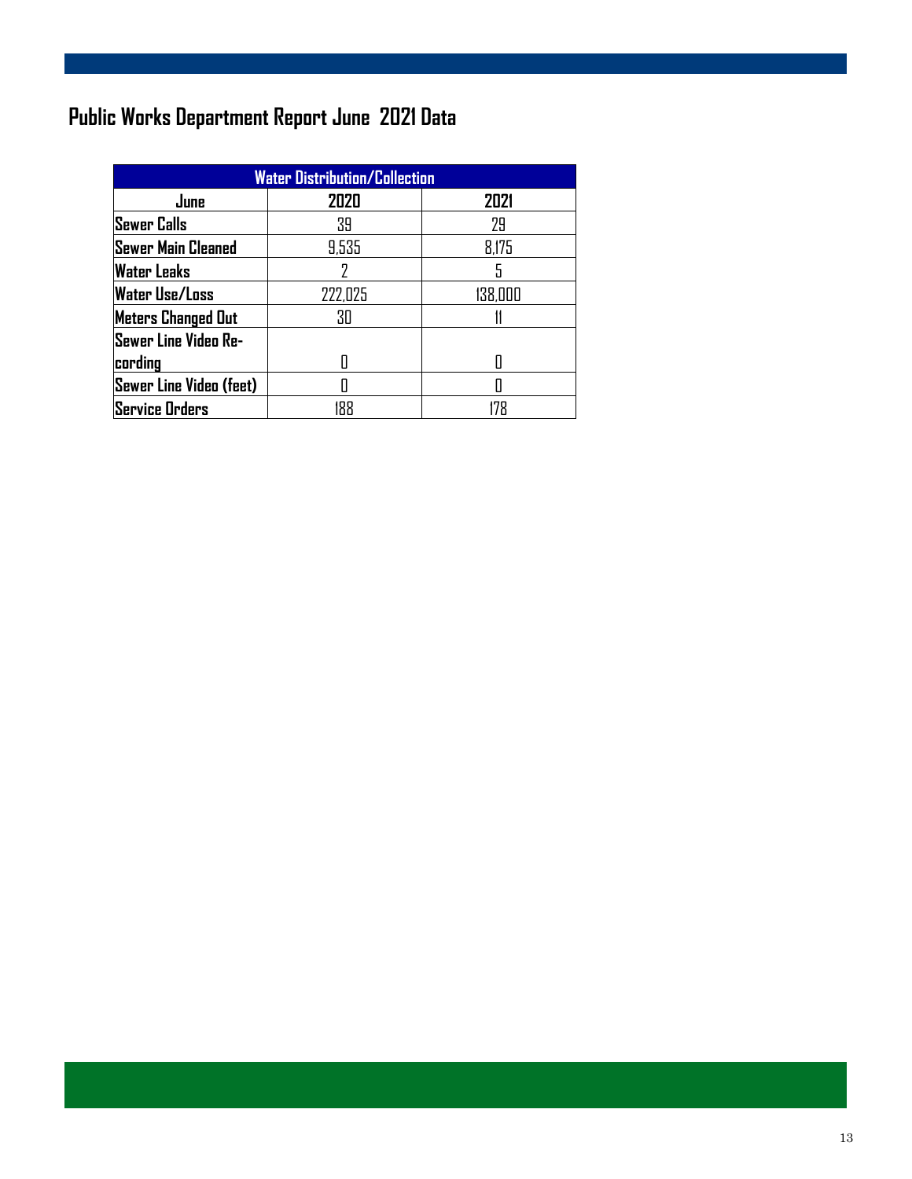# Public Works Department Report June 2021 Data

| Water Distribution/Collection | | |
|---|---|---|
| June | 2020 | 2021 |
| Sewer Calls | 39 | 29 |
| Sewer Main Cleaned | 9,535 | 8,175 |
| Water Leaks | 2 | 5 |
| Water Use/Loss | 222,025 | 138,000 |
| Meters Changed Out | 30 | 11 |
| Sewer Line Video Re-cording | 0 | 0 |
| Sewer Line Video (feet) | 0 | 0 |
| Service Orders | 188 | 178 |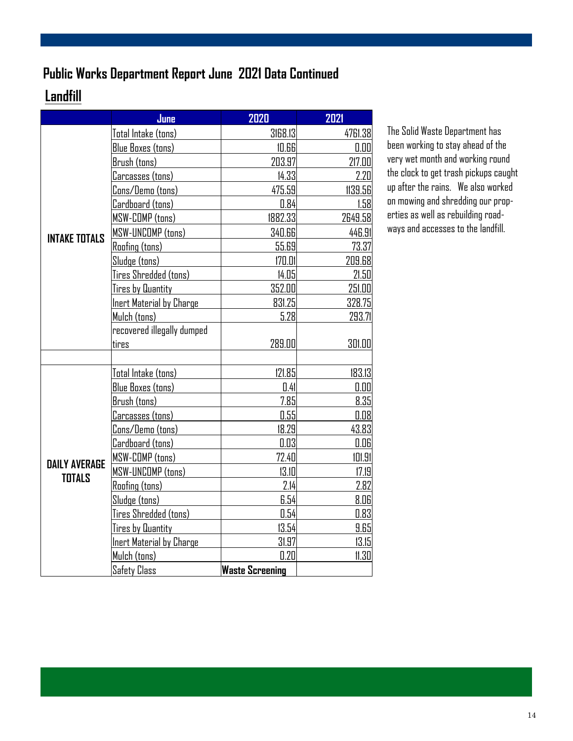## Public Works Department Report June 2021 Data Continued

### Landfill

| | June | 2020 | 2021 |
|---|---|---|---|
| INTAKE TOTALS | Total Intake (tons) | 3168.13 | 4761.38 |
| | Blue Boxes (tons) | 10.66 | 0.00 |
| | Brush (tons) | 203.97 | 217.00 |
| | Carcasses (tons) | 14.33 | 2.20 |
| | Cons/Demo (tons) | 475.59 | 1139.56 |
| | Cardboard (tons) | 0.84 | 1.58 |
| | MSW-COMP (tons) | 1882.33 | 2649.58 |
| | MSW-UNCOMP (tons) | 340.66 | 446.91 |
| | Roofing (tons) | 55.69 | 73.37 |
| | Sludge (tons) | 170.01 | 209.68 |
| | Tires Shredded (tons) | 14.05 | 21.50 |
| | Tires by Quantity | 352.00 | 251.00 |
| | Inert Material by Charge | 831.25 | 328.75 |
| | Mulch (tons) | 5.28 | 293.71 |
| | recovered illegally dumped tires | 289.00 | 301.00 |
| | | | |
| DAILY AVERAGE TOTALS | Total Intake (tons) | 121.85 | 183.13 |
| | Blue Boxes (tons) | 0.41 | 0.00 |
| | Brush (tons) | 7.85 | 8.35 |
| | Carcasses (tons) | 0.55 | 0.08 |
| | Cons/Demo (tons) | 18.29 | 43.83 |
| | Cardboard (tons) | 0.03 | 0.06 |
| | MSW-COMP (tons) | 72.40 | 101.91 |
| | MSW-UNCOMP (tons) | 13.10 | 17.19 |
| | Roofing (tons) | 2.14 | 2.82 |
| | Sludge (tons) | 6.54 | 8.06 |
| | Tires Shredded (tons) | 0.54 | 0.83 |
| | Tires by Quantity | 13.54 | 9.65 |
| | Inert Material by Charge | 31.97 | 13.15 |
| | Mulch (tons) | 0.20 | 11.30 |
| | Safety Class | **Waste Screening** | |

The Solid Waste Department has been working to stay ahead of the very wet month and working round the clock to get trash pickups caught up after the rains. We also worked on mowing and shredding our properties as well as rebuilding roadways and accesses to the landfill.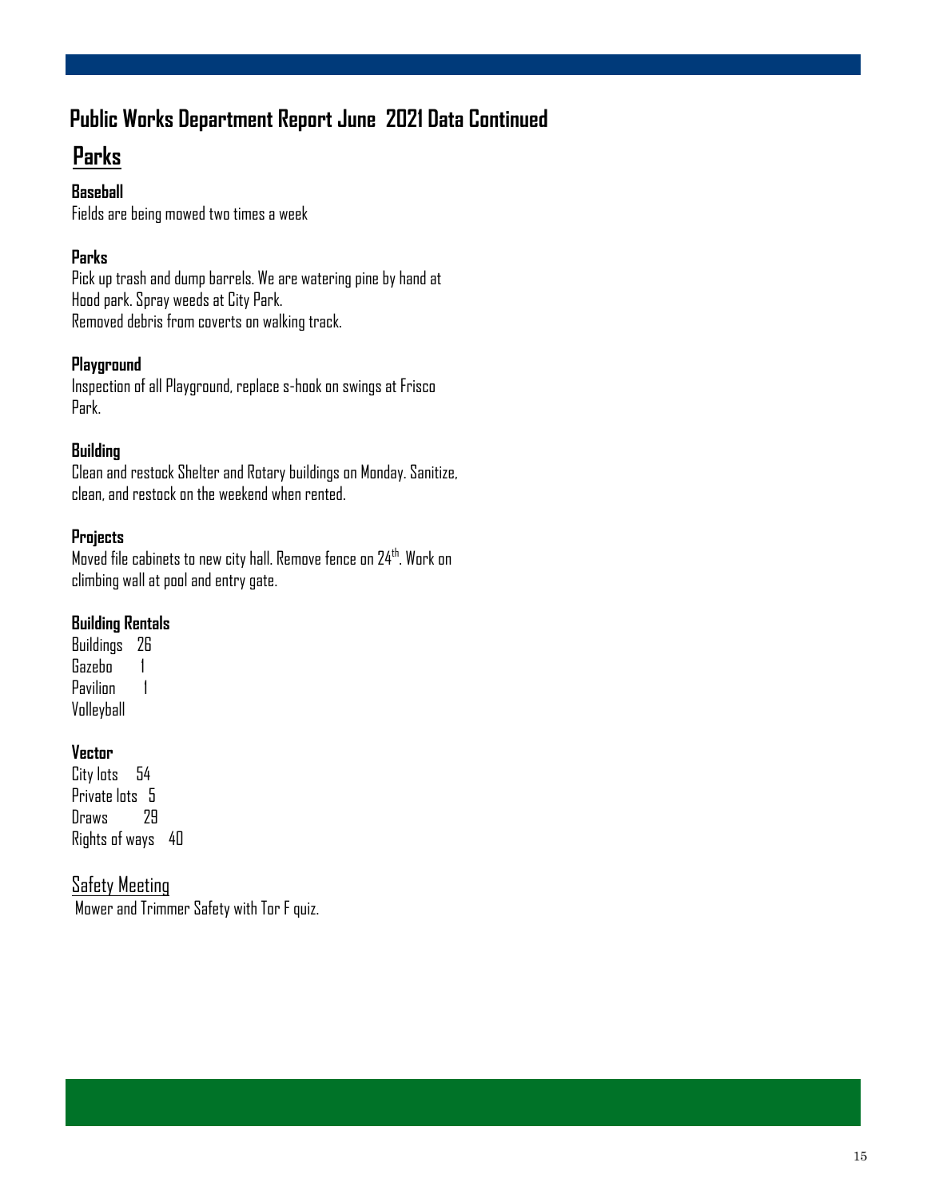# Public Works Department Report June 2021 Data Continued

## Parks

### Baseball

Fields are being mowed two times a week

### Parks

Pick up trash and dump barrels. We are watering pine by hand at Hood park. Spray weeds at City Park.
Removed debris from coverts on walking track.

### Playground

Inspection of all Playground, replace s-hook on swings at Frisco Park.

### Building

Clean and restock Shelter and Rotary buildings on Monday. Sanitize, clean, and restock on the weekend when rented.

### Projects

Moved file cabinets to new city hall. Remove fence on 24th. Work on climbing wall at pool and entry gate.

### Building Rentals

Buildings 26
Gazebo 1
Pavilion 1
Volleyball

### Vector

City lots 54
Private lots 5
Draws 29
Rights of ways 40

Safety Meeting

Mower and Trimmer Safety with T or F quiz.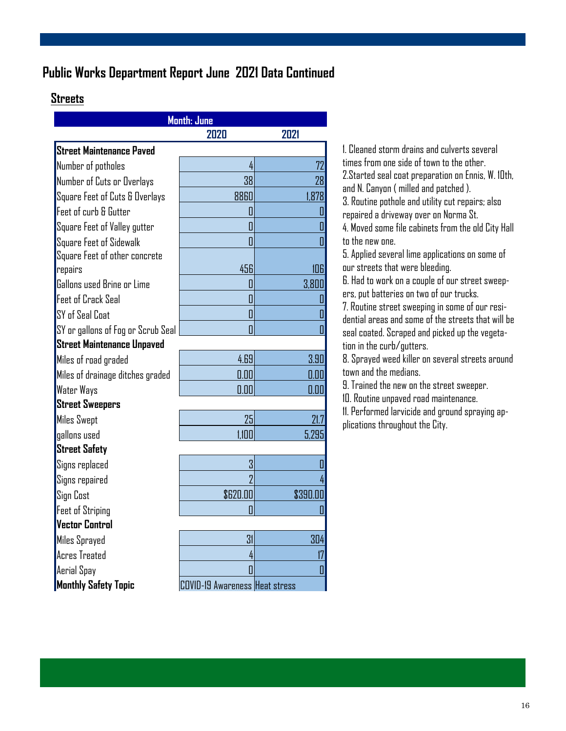# Public Works Department Report June 2021 Data Continued

## Streets

| Month: June | | |
|---|---|---|
| | **2020** | **2021** |
| **Street Maintenance Paved** | | |
| Number of potholes | 4 | 72 |
| Number of Cuts or Overlays | 38 | 28 |
| Square Feet of Cuts & Overlays | 8860 | 1,878 |
| Feet of curb & Gutter | 0 | 0 |
| Square Feet of Valley gutter | 0 | 0 |
| Square Feet of Sidewalk | 0 | 0 |
| Square Feet of other concrete repairs | 456 | 106 |
| Gallons used Brine or Lime | 0 | 3,800 |
| Feet of Crack Seal | 0 | 0 |
| SY of Seal Coat | 0 | 0 |
| SY or gallons of Fog or Scrub Seal | 0 | 0 |
| **Street Maintenance Unpaved** | | |
| Miles of road graded | 4.69 | 3.90 |
| Miles of drainage ditches graded | 0.00 | 0.00 |
| Water Ways | 0.00 | 0.00 |
| **Street Sweepers** | | |
| Miles Swept | 25 | 21.7 |
| gallons used | 1,100 | 5,295 |
| **Street Safety** | | |
| Signs replaced | 3 | 0 |
| Signs repaired | 2 | 4 |
| Sign Cost | $620.00 | $390.00 |
| Feet of Striping | 0 | 0 |
| **Vector Control** | | |
| Miles Sprayed | 31 | 304 |
| Acres Treated | 4 | 17 |
| Aerial Spay | 0 | 0 |
| **Monthly Safety Topic** | COVID-19 Awareness | Heat stress |

1. Cleaned storm drains and culverts several times from one side of town to the other.
2. Started seal coat preparation on Ennis, W. 10th, and N. Canyon ( milled and patched ).
3. Routine pothole and utility cut repairs; also repaired a driveway over on Norma St.
4. Moved some file cabinets from the old City Hall to the new one.
5. Applied several lime applications on some of our streets that were bleeding.
6. Had to work on a couple of our street sweepers, put batteries on two of our trucks.
7. Routine street sweeping in some of our residential areas and some of the streets that will be seal coated. Scraped and picked up the vegetation in the curb/gutters.
8. Sprayed weed killer on several streets around town and the medians.
9. Trained the new on the street sweeper.
10. Routine unpaved road maintenance.
11. Performed larvicide and ground spraying applications throughout the City.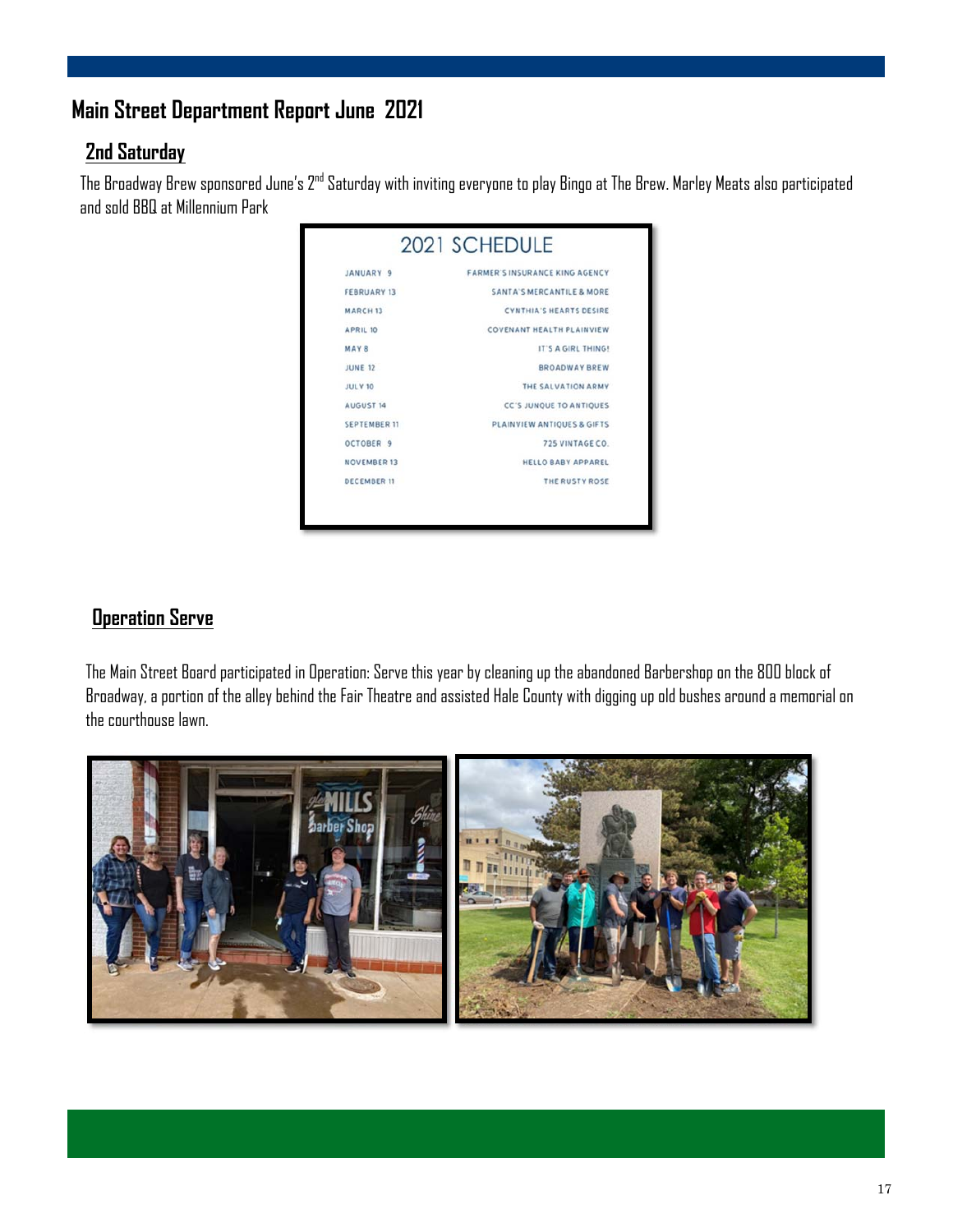# Main Street Department Report June 2021

## 2nd Saturday

The Broadway Brew sponsored June's 2nd Saturday with inviting everyone to play Bingo at The Brew. Marley Meats also participated and sold BBQ at Millennium Park

**2021 SCHEDULE**

| | |
|---|---|
| JANUARY 9 | FARMER'S INSURANCE KING AGENCY |
| FEBRUARY 13 | SANTA'S MERCANTILE & MORE |
| MARCH 13 | CYNTHIA'S HEARTS DESIRE |
| APRIL 10 | COVENANT HEALTH PLAINVIEW |
| MAY 8 | IT'S A GIRL THING! |
| JUNE 12 | BROADWAY BREW |
| JULY 10 | THE SALVATION ARMY |
| AUGUST 14 | CC'S JUNQUE TO ANTIQUES |
| SEPTEMBER 11 | PLAINVIEW ANTIQUES & GIFTS |
| OCTOBER 9 | 725 VINTAGE CO. |
| NOVEMBER 13 | HELLO BABY APPAREL |
| DECEMBER 11 | THE RUSTY ROSE |

## Operation Serve

The Main Street Board participated in Operation: Serve this year by cleaning up the abandoned Barbershop on the 800 block of Broadway, a portion of the alley behind the Fair Theatre and assisted Hale County with digging up old bushes around a memorial on the courthouse lawn.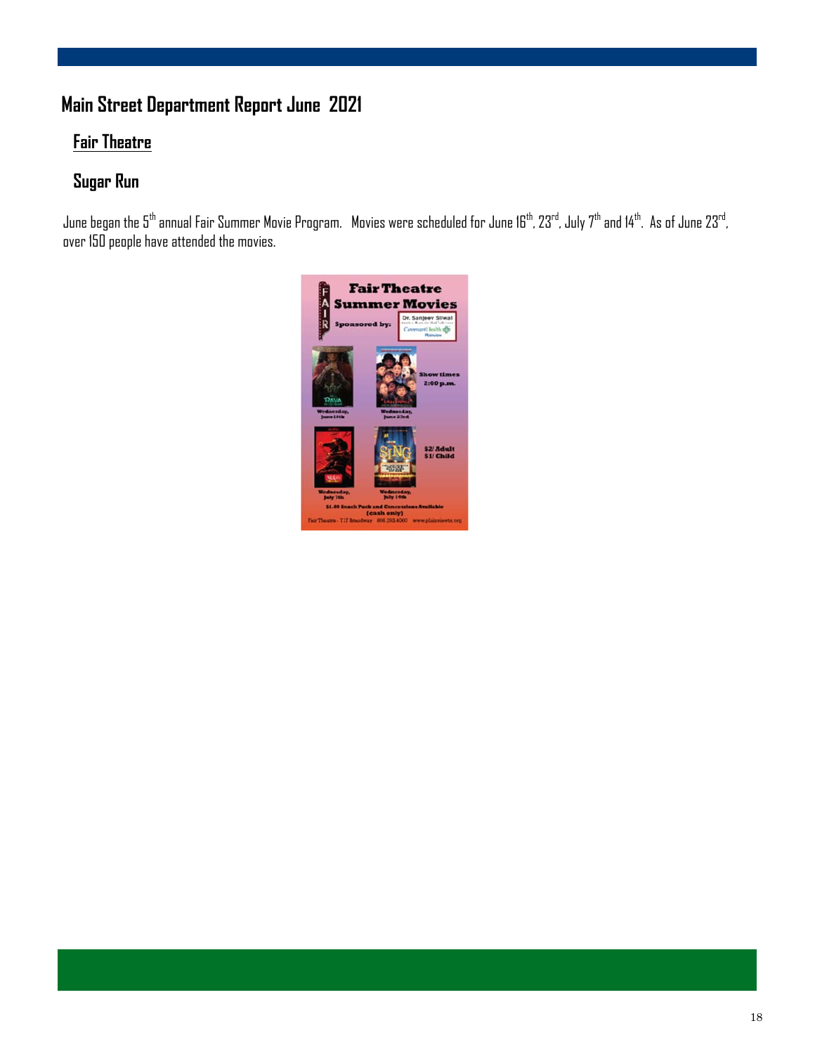# Main Street Department Report June 2021

## Fair Theatre

## Sugar Run

June began the 5th annual Fair Summer Movie Program. Movies were scheduled for June 16th, 23rd, July 7th and 14th. As of June 23rd, over 150 people have attended the movies.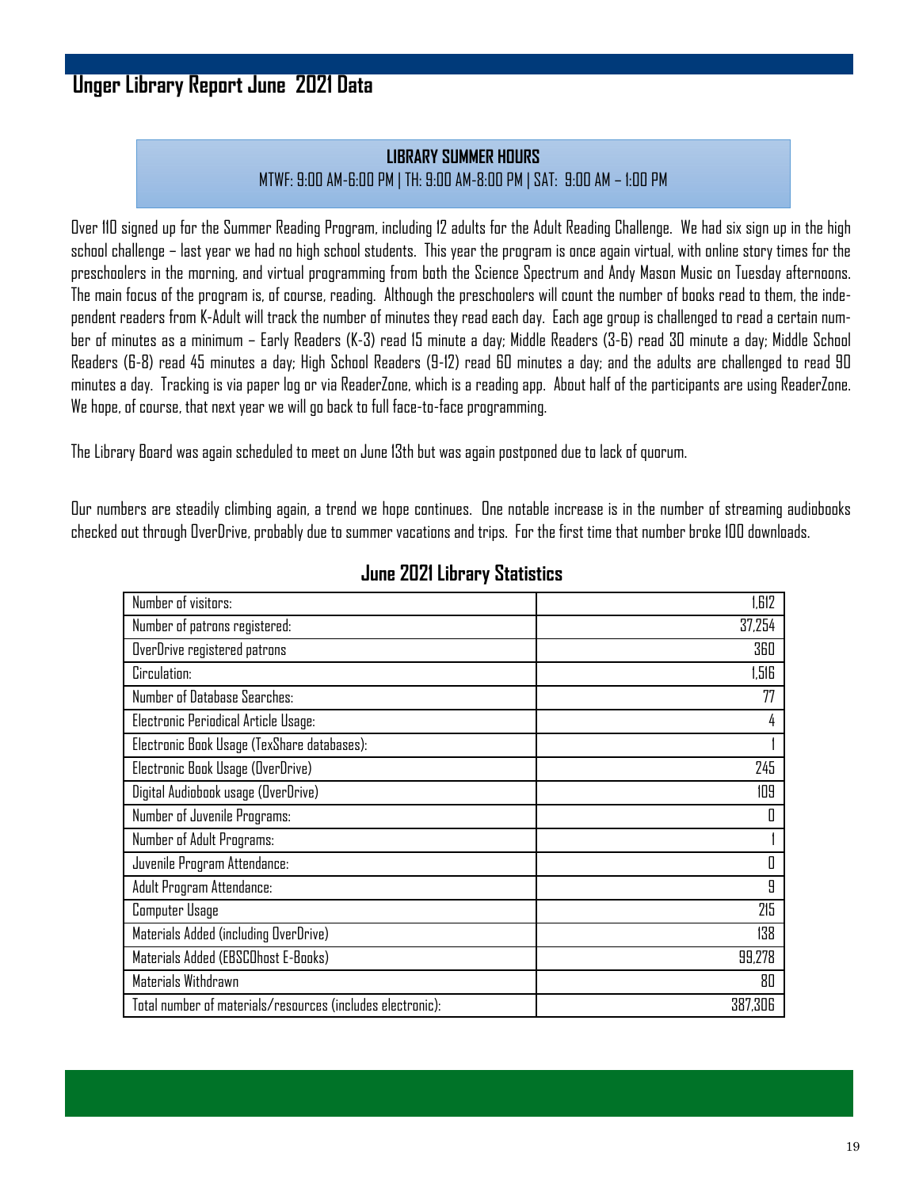# Unger Library Report June 2021 Data

**LIBRARY SUMMER HOURS**

MTWF: 9:00 AM-6:00 PM | TH: 9:00 AM-8:00 PM | SAT: 9:00 AM – 1:00 PM

Over 110 signed up for the Summer Reading Program, including 12 adults for the Adult Reading Challenge. We had six sign up in the high school challenge – last year we had no high school students. This year the program is once again virtual, with online story times for the preschoolers in the morning, and virtual programming from both the Science Spectrum and Andy Mason Music on Tuesday afternoons. The main focus of the program is, of course, reading. Although the preschoolers will count the number of books read to them, the independent readers from K-Adult will track the number of minutes they read each day. Each age group is challenged to read a certain number of minutes as a minimum – Early Readers (K-3) read 15 minute a day; Middle Readers (3-6) read 30 minute a day; Middle School Readers (6-8) read 45 minutes a day; High School Readers (9-12) read 60 minutes a day; and the adults are challenged to read 90 minutes a day. Tracking is via paper log or via ReaderZone, which is a reading app. About half of the participants are using ReaderZone. We hope, of course, that next year we will go back to full face-to-face programming.

The Library Board was again scheduled to meet on June 13th but was again postponed due to lack of quorum.

Our numbers are steadily climbing again, a trend we hope continues. One notable increase is in the number of streaming audiobooks checked out through OverDrive, probably due to summer vacations and trips. For the first time that number broke 100 downloads.

## June 2021 Library Statistics

| | |
|---|---:|
| Number of visitors: | 1,612 |
| Number of patrons registered: | 37,254 |
| OverDrive registered patrons | 360 |
| Circulation: | 1,516 |
| Number of Database Searches: | 77 |
| Electronic Periodical Article Usage: | 4 |
| Electronic Book Usage (TexShare databases): | 1 |
| Electronic Book Usage (OverDrive) | 245 |
| Digital Audiobook usage (OverDrive) | 109 |
| Number of Juvenile Programs: | 0 |
| Number of Adult Programs: | 1 |
| Juvenile Program Attendance: | 0 |
| Adult Program Attendance: | 9 |
| Computer Usage | 215 |
| Materials Added (including OverDrive) | 138 |
| Materials Added (EBSCOhost E-Books) | 99,278 |
| Materials Withdrawn | 80 |
| Total number of materials/resources (includes electronic): | 387,306 |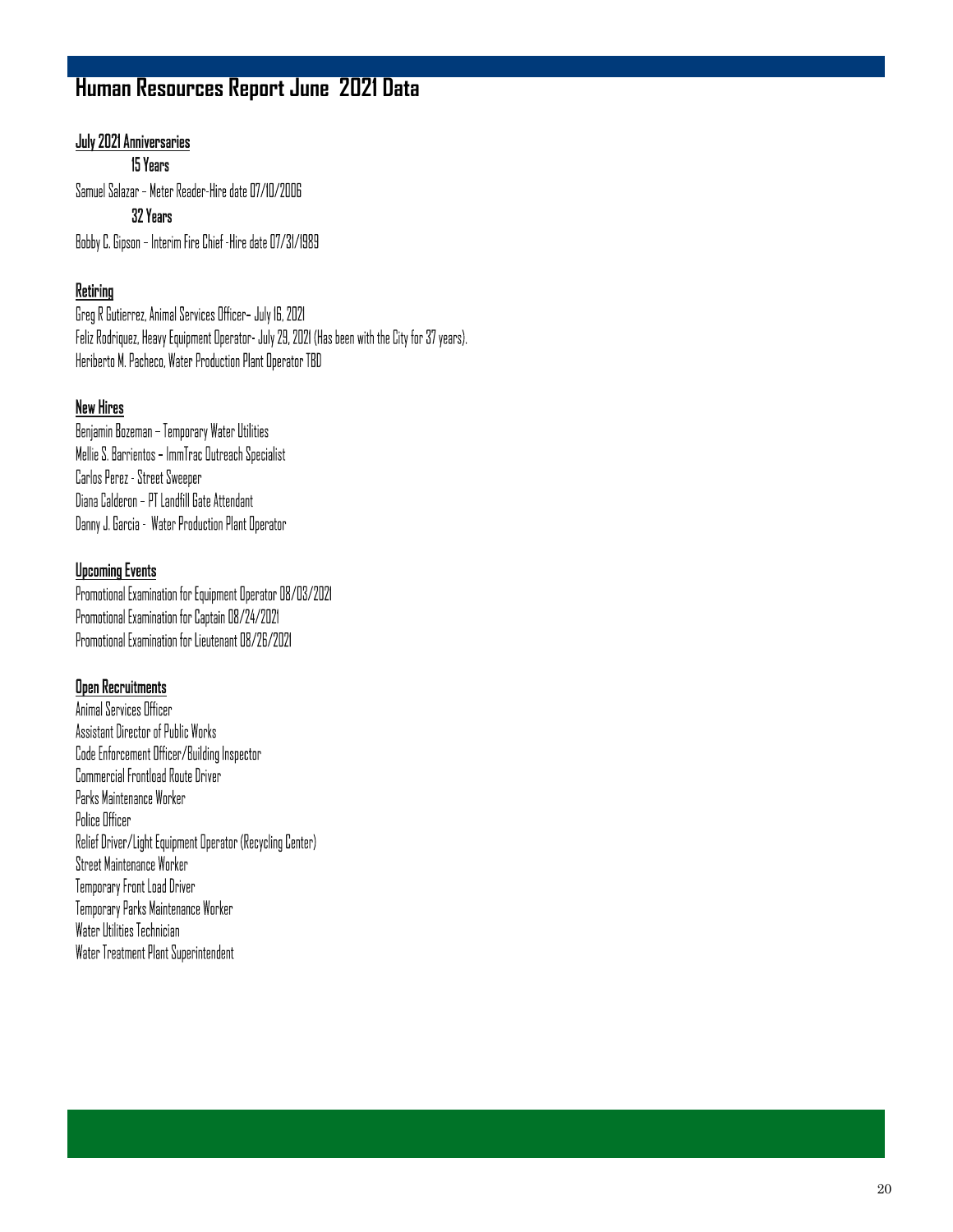# Human Resources Report June 2021 Data

**July 2021 Anniversaries**

**15 Years**

Samuel Salazar – Meter Reader-Hire date 07/10/2006

**32 Years**

Bobby C. Gipson – Interim Fire Chief -Hire date 07/31/1989

**Retiring**

Greg R Gutierrez, Animal Services Officer– July 16, 2021
Feliz Rodriquez, Heavy Equipment Operator- July 29, 2021 (Has been with the City for 37 years).
Heriberto M. Pacheco, Water Production Plant Operator TBD

**New Hires**

Benjamin Bozeman – Temporary Water Utilities
Mellie S. Barrientos – ImmTrac Outreach Specialist
Carlos Perez - Street Sweeper
Diana Calderon – PT Landfill Gate Attendant
Danny J. Garcia - Water Production Plant Operator

**Upcoming Events**

Promotional Examination for Equipment Operator 08/03/2021
Promotional Examination for Captain 08/24/2021
Promotional Examination for Lieutenant 08/26/2021

**Open Recruitments**

Animal Services Officer
Assistant Director of Public Works
Code Enforcement Officer/Building Inspector
Commercial Frontload Route Driver
Parks Maintenance Worker
Police Officer
Relief Driver/Light Equipment Operator (Recycling Center)
Street Maintenance Worker
Temporary Front Load Driver
Temporary Parks Maintenance Worker
Water Utilities Technician
Water Treatment Plant Superintendent